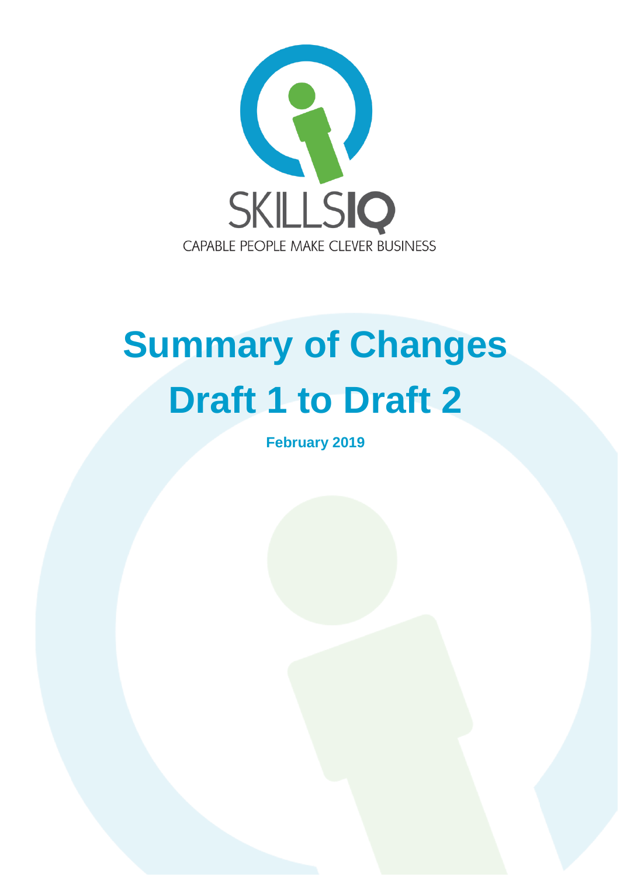SKILLSIQ

CAPABLE PEOPLE MAKE CLEVER BUSINESS

# Summary of Changes Draft 1 to Draft 2

**February 2019**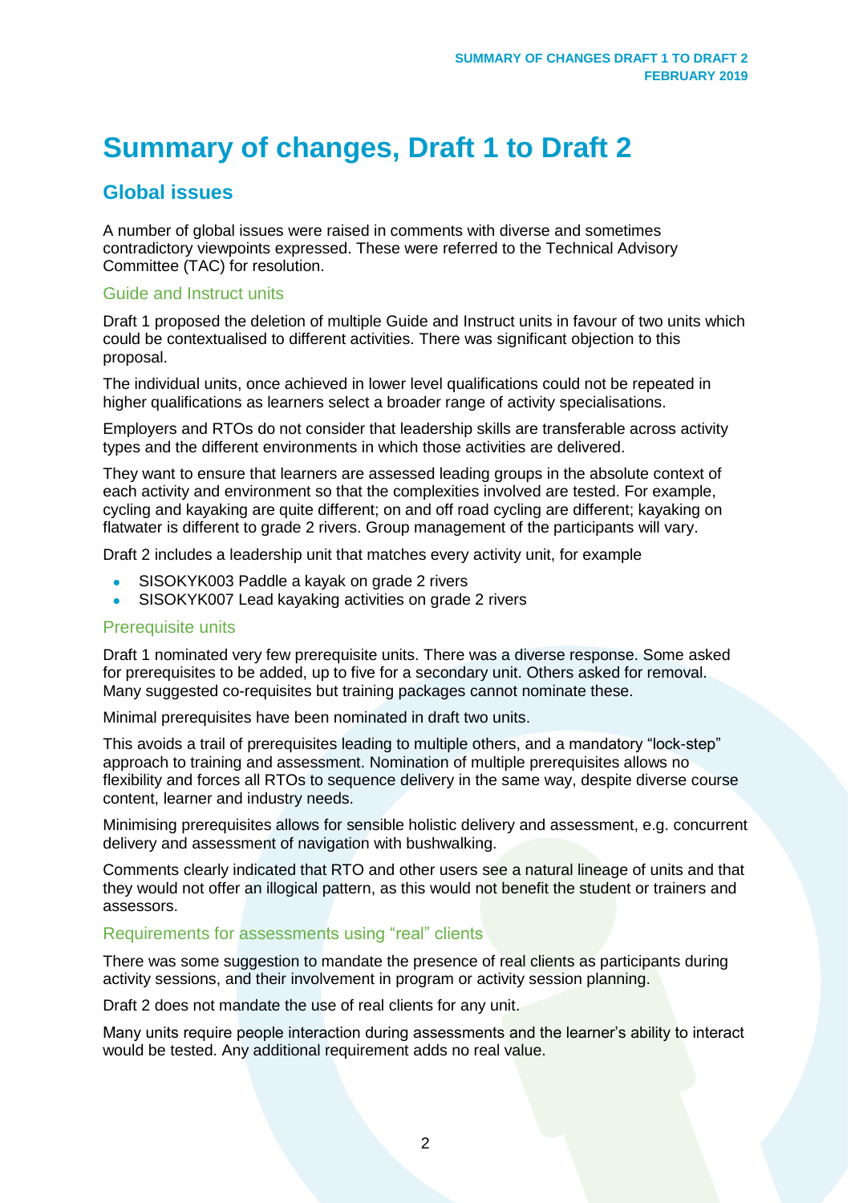# Summary of changes, Draft 1 to Draft 2

## Global issues

A number of global issues were raised in comments with diverse and sometimes contradictory viewpoints expressed. These were referred to the Technical Advisory Committee (TAC) for resolution.

### Guide and Instruct units

Draft 1 proposed the deletion of multiple Guide and Instruct units in favour of two units which could be contextualised to different activities. There was significant objection to this proposal.

The individual units, once achieved in lower level qualifications could not be repeated in higher qualifications as learners select a broader range of activity specialisations.

Employers and RTOs do not consider that leadership skills are transferable across activity types and the different environments in which those activities are delivered.

They want to ensure that learners are assessed leading groups in the absolute context of each activity and environment so that the complexities involved are tested. For example, cycling and kayaking are quite different; on and off road cycling are different; kayaking on flatwater is different to grade 2 rivers. Group management of the participants will vary.

Draft 2 includes a leadership unit that matches every activity unit, for example

- SISOKYK003 Paddle a kayak on grade 2 rivers
- SISOKYK007 Lead kayaking activities on grade 2 rivers

### Prerequisite units

Draft 1 nominated very few prerequisite units. There was a diverse response. Some asked for prerequisites to be added, up to five for a secondary unit. Others asked for removal. Many suggested co-requisites but training packages cannot nominate these.

Minimal prerequisites have been nominated in draft two units.

This avoids a trail of prerequisites leading to multiple others, and a mandatory "lock-step" approach to training and assessment. Nomination of multiple prerequisites allows no flexibility and forces all RTOs to sequence delivery in the same way, despite diverse course content, learner and industry needs.

Minimising prerequisites allows for sensible holistic delivery and assessment, e.g. concurrent delivery and assessment of navigation with bushwalking.

Comments clearly indicated that RTO and other users see a natural lineage of units and that they would not offer an illogical pattern, as this would not benefit the student or trainers and assessors.

### Requirements for assessments using "real" clients

There was some suggestion to mandate the presence of real clients as participants during activity sessions, and their involvement in program or activity session planning.

Draft 2 does not mandate the use of real clients for any unit.

Many units require people interaction during assessments and the learner's ability to interact would be tested. Any additional requirement adds no real value.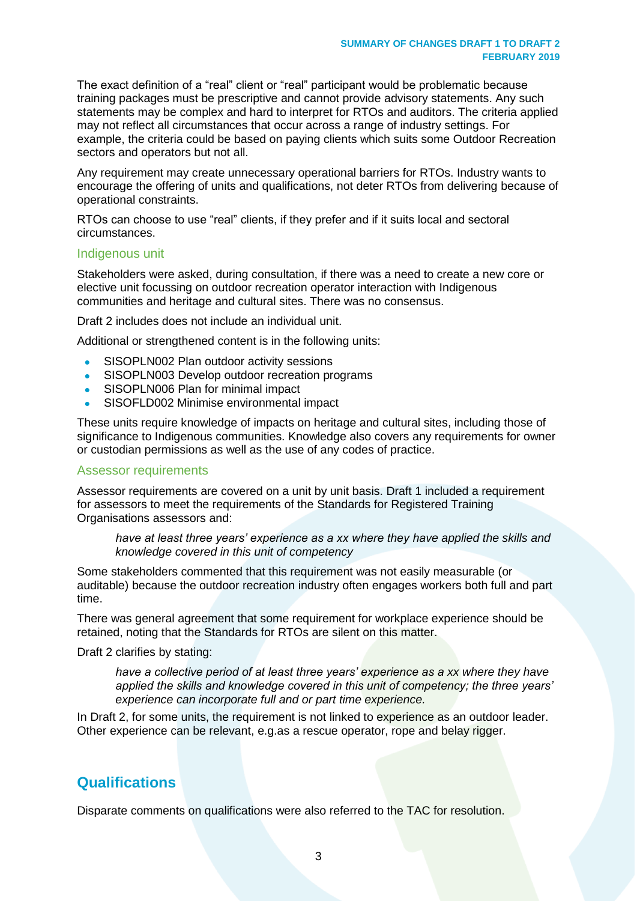The exact definition of a "real" client or "real" participant would be problematic because training packages must be prescriptive and cannot provide advisory statements. Any such statements may be complex and hard to interpret for RTOs and auditors. The criteria applied may not reflect all circumstances that occur across a range of industry settings. For example, the criteria could be based on paying clients which suits some Outdoor Recreation sectors and operators but not all.

Any requirement may create unnecessary operational barriers for RTOs. Industry wants to encourage the offering of units and qualifications, not deter RTOs from delivering because of operational constraints.

RTOs can choose to use "real" clients, if they prefer and if it suits local and sectoral circumstances.

### Indigenous unit

Stakeholders were asked, during consultation, if there was a need to create a new core or elective unit focussing on outdoor recreation operator interaction with Indigenous communities and heritage and cultural sites. There was no consensus.

Draft 2 includes does not include an individual unit.

Additional or strengthened content is in the following units:

- SISOPLN002 Plan outdoor activity sessions
- SISOPLN003 Develop outdoor recreation programs
- SISOPLN006 Plan for minimal impact
- SISOFLD002 Minimise environmental impact

These units require knowledge of impacts on heritage and cultural sites, including those of significance to Indigenous communities. Knowledge also covers any requirements for owner or custodian permissions as well as the use of any codes of practice.

### Assessor requirements

Assessor requirements are covered on a unit by unit basis. Draft 1 included a requirement for assessors to meet the requirements of the Standards for Registered Training Organisations assessors and:

> *have at least three years' experience as a xx where they have applied the skills and knowledge covered in this unit of competency*

Some stakeholders commented that this requirement was not easily measurable (or auditable) because the outdoor recreation industry often engages workers both full and part time.

There was general agreement that some requirement for workplace experience should be retained, noting that the Standards for RTOs are silent on this matter.

Draft 2 clarifies by stating:

> *have a collective period of at least three years' experience as a xx where they have applied the skills and knowledge covered in this unit of competency; the three years' experience can incorporate full and or part time experience.*

In Draft 2, for some units, the requirement is not linked to experience as an outdoor leader. Other experience can be relevant, e.g.as a rescue operator, rope and belay rigger.

## Qualifications

Disparate comments on qualifications were also referred to the TAC for resolution.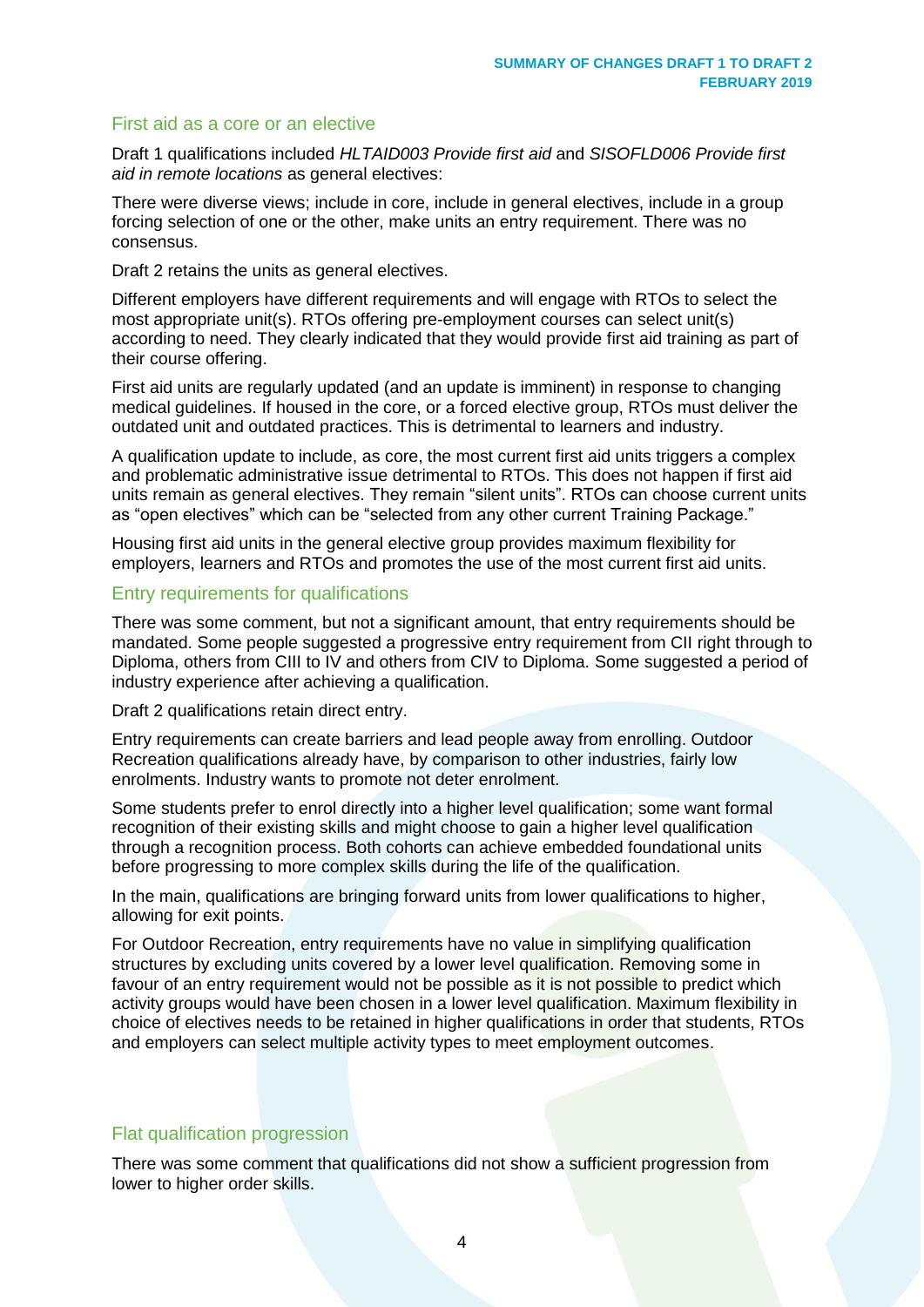## First aid as a core or an elective

Draft 1 qualifications included *HLTAID003 Provide first aid* and *SISOFLD006 Provide first aid in remote locations* as general electives:

There were diverse views; include in core, include in general electives, include in a group forcing selection of one or the other, make units an entry requirement. There was no consensus.

Draft 2 retains the units as general electives.

Different employers have different requirements and will engage with RTOs to select the most appropriate unit(s). RTOs offering pre-employment courses can select unit(s) according to need. They clearly indicated that they would provide first aid training as part of their course offering.

First aid units are regularly updated (and an update is imminent) in response to changing medical guidelines. If housed in the core, or a forced elective group, RTOs must deliver the outdated unit and outdated practices. This is detrimental to learners and industry.

A qualification update to include, as core, the most current first aid units triggers a complex and problematic administrative issue detrimental to RTOs. This does not happen if first aid units remain as general electives. They remain "silent units". RTOs can choose current units as "open electives" which can be "selected from any other current Training Package."

Housing first aid units in the general elective group provides maximum flexibility for employers, learners and RTOs and promotes the use of the most current first aid units.

## Entry requirements for qualifications

There was some comment, but not a significant amount, that entry requirements should be mandated. Some people suggested a progressive entry requirement from CII right through to Diploma, others from CIII to IV and others from CIV to Diploma. Some suggested a period of industry experience after achieving a qualification.

Draft 2 qualifications retain direct entry.

Entry requirements can create barriers and lead people away from enrolling. Outdoor Recreation qualifications already have, by comparison to other industries, fairly low enrolments. Industry wants to promote not deter enrolment.

Some students prefer to enrol directly into a higher level qualification; some want formal recognition of their existing skills and might choose to gain a higher level qualification through a recognition process. Both cohorts can achieve embedded foundational units before progressing to more complex skills during the life of the qualification.

In the main, qualifications are bringing forward units from lower qualifications to higher, allowing for exit points.

For Outdoor Recreation, entry requirements have no value in simplifying qualification structures by excluding units covered by a lower level qualification. Removing some in favour of an entry requirement would not be possible as it is not possible to predict which activity groups would have been chosen in a lower level qualification. Maximum flexibility in choice of electives needs to be retained in higher qualifications in order that students, RTOs and employers can select multiple activity types to meet employment outcomes.

## Flat qualification progression

There was some comment that qualifications did not show a sufficient progression from lower to higher order skills.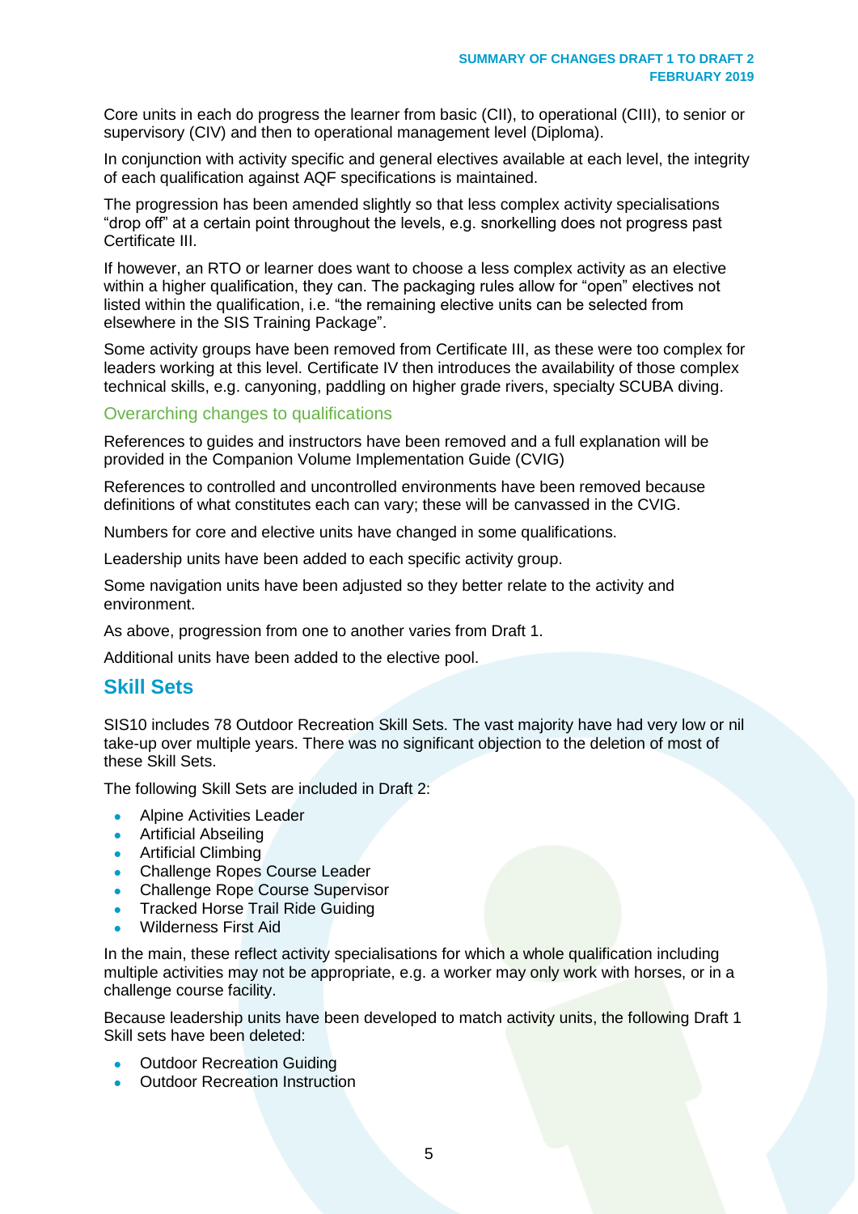Core units in each do progress the learner from basic (CII), to operational (CIII), to senior or supervisory (CIV) and then to operational management level (Diploma).

In conjunction with activity specific and general electives available at each level, the integrity of each qualification against AQF specifications is maintained.

The progression has been amended slightly so that less complex activity specialisations “drop off” at a certain point throughout the levels, e.g. snorkelling does not progress past Certificate III.

If however, an RTO or learner does want to choose a less complex activity as an elective within a higher qualification, they can. The packaging rules allow for “open” electives not listed within the qualification, i.e. “the remaining elective units can be selected from elsewhere in the SIS Training Package”.

Some activity groups have been removed from Certificate III, as these were too complex for leaders working at this level. Certificate IV then introduces the availability of those complex technical skills, e.g. canyoning, paddling on higher grade rivers, specialty SCUBA diving.

### Overarching changes to qualifications

References to guides and instructors have been removed and a full explanation will be provided in the Companion Volume Implementation Guide (CVIG)

References to controlled and uncontrolled environments have been removed because definitions of what constitutes each can vary; these will be canvassed in the CVIG.

Numbers for core and elective units have changed in some qualifications.

Leadership units have been added to each specific activity group.

Some navigation units have been adjusted so they better relate to the activity and environment.

As above, progression from one to another varies from Draft 1.

Additional units have been added to the elective pool.

## Skill Sets

SIS10 includes 78 Outdoor Recreation Skill Sets. The vast majority have had very low or nil take-up over multiple years. There was no significant objection to the deletion of most of these Skill Sets.

The following Skill Sets are included in Draft 2:

- Alpine Activities Leader
- Artificial Abseiling
- Artificial Climbing
- Challenge Ropes Course Leader
- Challenge Rope Course Supervisor
- Tracked Horse Trail Ride Guiding
- Wilderness First Aid

In the main, these reflect activity specialisations for which a whole qualification including multiple activities may not be appropriate, e.g. a worker may only work with horses, or in a challenge course facility.

Because leadership units have been developed to match activity units, the following Draft 1 Skill sets have been deleted:

- Outdoor Recreation Guiding
- Outdoor Recreation Instruction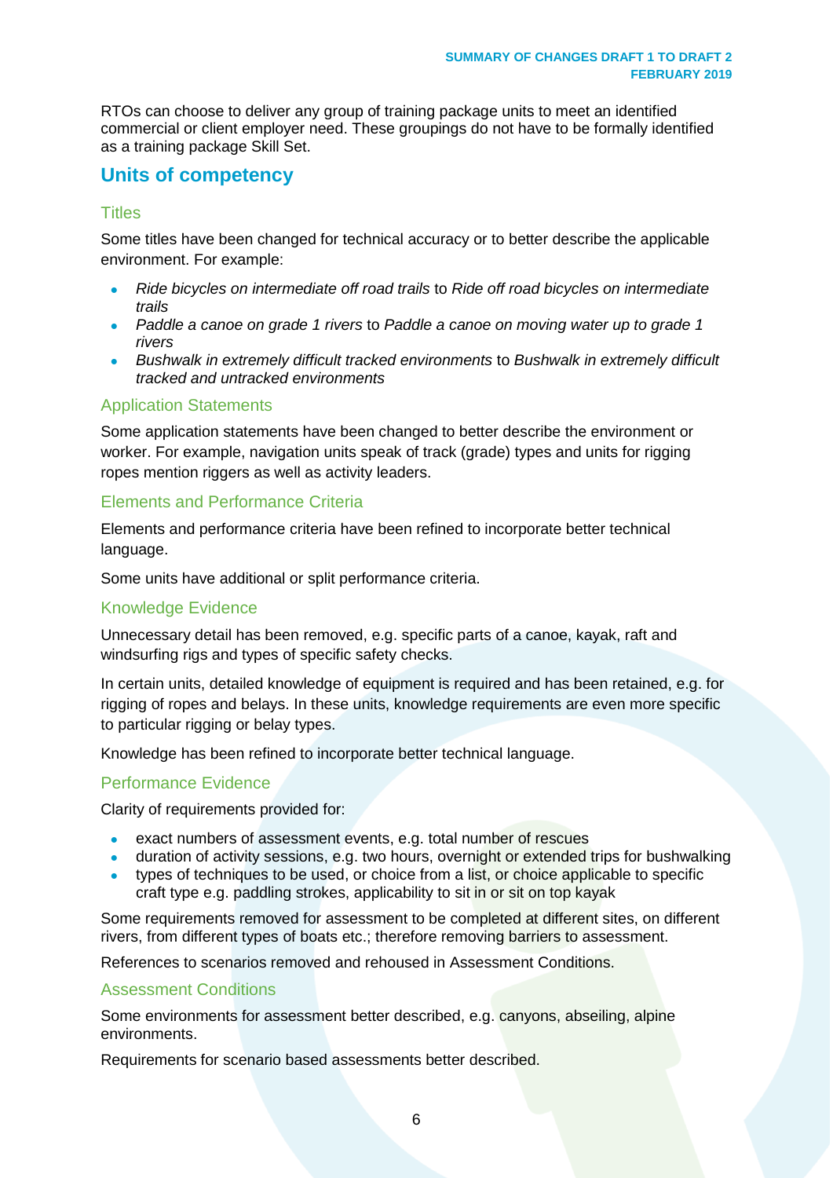RTOs can choose to deliver any group of training package units to meet an identified commercial or client employer need. These groupings do not have to be formally identified as a training package Skill Set.

## Units of competency

### Titles

Some titles have been changed for technical accuracy or to better describe the applicable environment. For example:

- *Ride bicycles on intermediate off road trails* to *Ride off road bicycles on intermediate trails*
- *Paddle a canoe on grade 1 rivers* to *Paddle a canoe on moving water up to grade 1 rivers*
- *Bushwalk in extremely difficult tracked environments* to *Bushwalk in extremely difficult tracked and untracked environments*

### Application Statements

Some application statements have been changed to better describe the environment or worker. For example, navigation units speak of track (grade) types and units for rigging ropes mention riggers as well as activity leaders.

### Elements and Performance Criteria

Elements and performance criteria have been refined to incorporate better technical language.

Some units have additional or split performance criteria.

### Knowledge Evidence

Unnecessary detail has been removed, e.g. specific parts of a canoe, kayak, raft and windsurfing rigs and types of specific safety checks.

In certain units, detailed knowledge of equipment is required and has been retained, e.g. for rigging of ropes and belays. In these units, knowledge requirements are even more specific to particular rigging or belay types.

Knowledge has been refined to incorporate better technical language.

### Performance Evidence

Clarity of requirements provided for:

- exact numbers of assessment events, e.g. total number of rescues
- duration of activity sessions, e.g. two hours, overnight or extended trips for bushwalking
- types of techniques to be used, or choice from a list, or choice applicable to specific craft type e.g. paddling strokes, applicability to sit in or sit on top kayak

Some requirements removed for assessment to be completed at different sites, on different rivers, from different types of boats etc.; therefore removing barriers to assessment.

References to scenarios removed and rehoused in Assessment Conditions.

### Assessment Conditions

Some environments for assessment better described, e.g. canyons, abseiling, alpine environments.

Requirements for scenario based assessments better described.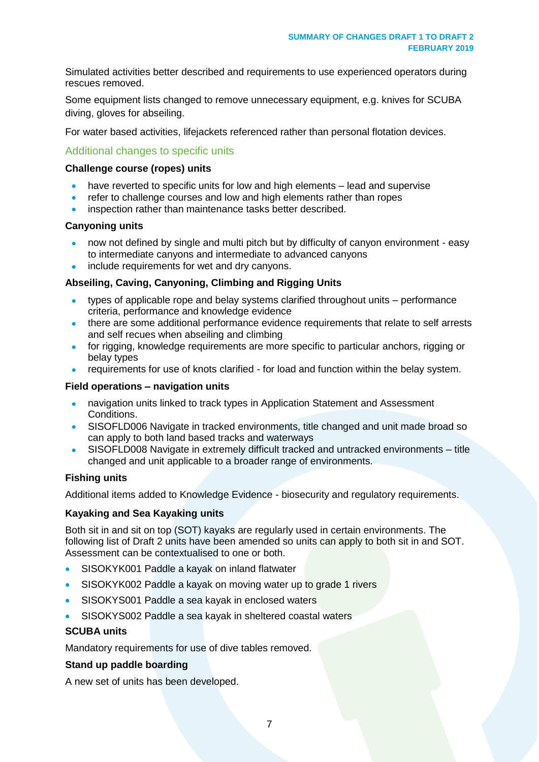Simulated activities better described and requirements to use experienced operators during rescues removed.

Some equipment lists changed to remove unnecessary equipment, e.g. knives for SCUBA diving, gloves for abseiling.

For water based activities, lifejackets referenced rather than personal flotation devices.

## Additional changes to specific units

### Challenge course (ropes) units

- have reverted to specific units for low and high elements – lead and supervise
- refer to challenge courses and low and high elements rather than ropes
- inspection rather than maintenance tasks better described.

### Canyoning units

- now not defined by single and multi pitch but by difficulty of canyon environment - easy to intermediate canyons and intermediate to advanced canyons
- include requirements for wet and dry canyons.

### Abseiling, Caving, Canyoning, Climbing and Rigging Units

- types of applicable rope and belay systems clarified throughout units – performance criteria, performance and knowledge evidence
- there are some additional performance evidence requirements that relate to self arrests and self recues when abseiling and climbing
- for rigging, knowledge requirements are more specific to particular anchors, rigging or belay types
- requirements for use of knots clarified - for load and function within the belay system.

### Field operations – navigation units

- navigation units linked to track types in Application Statement and Assessment Conditions.
- SISOFLD006 Navigate in tracked environments, title changed and unit made broad so can apply to both land based tracks and waterways
- SISOFLD008 Navigate in extremely difficult tracked and untracked environments – title changed and unit applicable to a broader range of environments.

### Fishing units

Additional items added to Knowledge Evidence - biosecurity and regulatory requirements.

### Kayaking and Sea Kayaking units

Both sit in and sit on top (SOT) kayaks are regularly used in certain environments. The following list of Draft 2 units have been amended so units can apply to both sit in and SOT. Assessment can be contextualised to one or both.

- SISOKYK001 Paddle a kayak on inland flatwater
- SISOKYK002 Paddle a kayak on moving water up to grade 1 rivers
- SISOKYS001 Paddle a sea kayak in enclosed waters
- SISOKYS002 Paddle a sea kayak in sheltered coastal waters

### SCUBA units

Mandatory requirements for use of dive tables removed.

### Stand up paddle boarding

A new set of units has been developed.